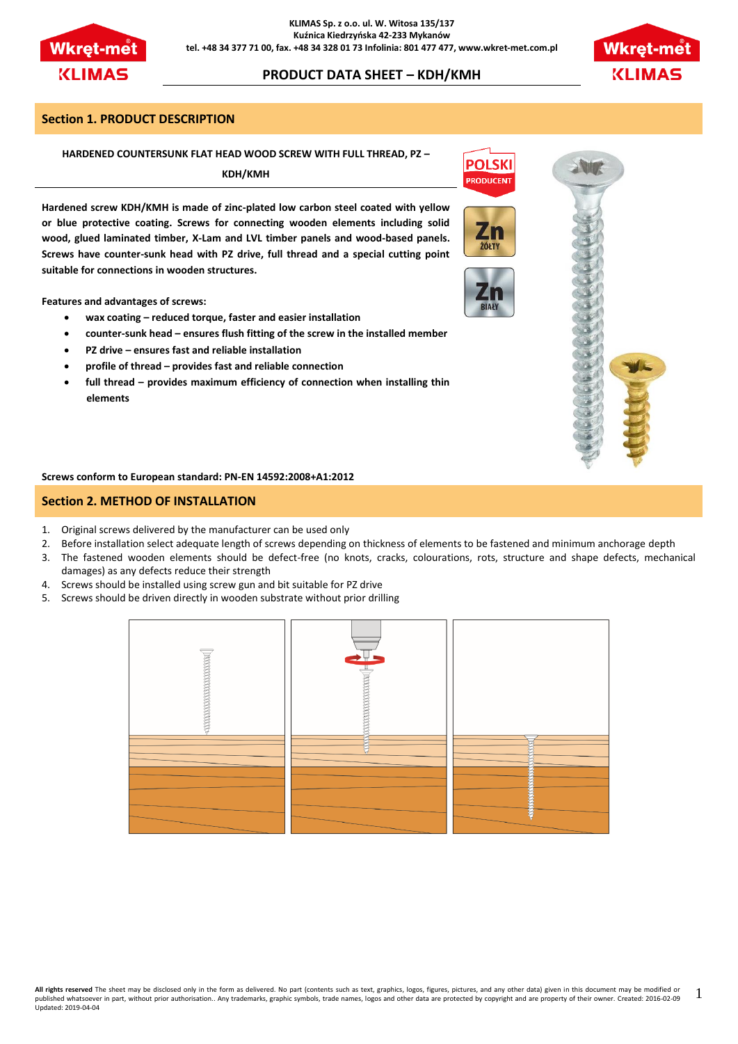# PRODUCT DATA SHEET – KDH/KMH

## Section 1. PRODUCT DESCRIPTION

**HARDENED COUNTERSUNK FLAT HEAD WOOD SCREW WITH FULL THREAD, PZ – KDH/KMH**

**Hardened screw KDH/KMH is made of zinc-plated low carbon steel coated with yellow or blue protective coating. Screws for connecting wooden elements including solid wood, glued laminated timber, X-Lam and LVL timber panels and wood-based panels. Screws have counter-sunk head with PZ drive, full thread and a special cutting point suitable for connections in wooden structures.**

**Features and advantages of screws:**

- **wax coating – reduced torque, faster and easier installation**
- **counter-sunk head – ensures flush fitting of the screw in the installed member**
- **PZ drive – ensures fast and reliable installation**
- **profile of thread – provides fast and reliable connection**
- **full thread – provides maximum efficiency of connection when installing thin elements**

**Screws conform to European standard: PN-EN 14592:2008+A1:2012**

## Section 2. METHOD OF INSTALLATION

1. Original screws delivered by the manufacturer can be used only
2. Before installation select adequate length of screws depending on thickness of elements to be fastened and minimum anchorage depth
3. The fastened wooden elements should be defect-free (no knots, cracks, colourations, rots, structure and shape defects, mechanical damages) as any defects reduce their strength
4. Screws should be installed using screw gun and bit suitable for PZ drive
5. Screws should be driven directly in wooden substrate without prior drilling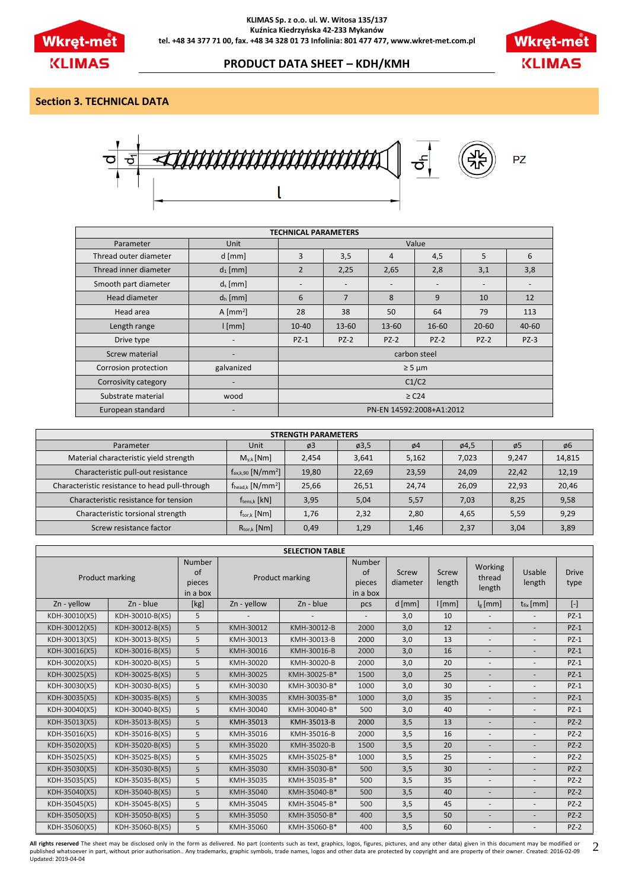## Section 3. TECHNICAL DATA

| TECHNICAL PARAMETERS | | | | | | | |
|---|---|---|---|---|---|---|---|
| Parameter | Unit | Value | | | | | |
| Thread outer diameter | d [mm] | 3 | 3,5 | 4 | 4,5 | 5 | 6 |
| Thread inner diameter | $d_1$ [mm] | 2 | 2,25 | 2,65 | 2,8 | 3,1 | 3,8 |
| Smooth part diameter | $d_s$ [mm] | - | - | - | - | - | - |
| Head diameter | $d_h$ [mm] | 6 | 7 | 8 | 9 | 10 | 12 |
| Head area | A [mm$^2$] | 28 | 38 | 50 | 64 | 79 | 113 |
| Length range | l [mm] | 10-40 | 13-60 | 13-60 | 16-60 | 20-60 | 40-60 |
| Drive type | - | PZ-1 | PZ-2 | PZ-2 | PZ-2 | PZ-2 | PZ-3 |
| Screw material | - | carbon steel | | | | | |
| Corrosion protection | galvanized | ≥ 5 µm | | | | | |
| Corrosivity category | - | C1/C2 | | | | | |
| Substrate material | wood | ≥ C24 | | | | | |
| European standard | - | PN-EN 14592:2008+A1:2012 | | | | | |

| STRENGTH PARAMETERS | | | | | | | |
|---|---|---|---|---|---|---|---|
| Parameter | Unit | ø3 | ø3,5 | ø4 | ø4,5 | ø5 | ø6 |
| Material characteristic yield strength | $M_{y,k}$ [Nm] | 2,454 | 3,641 | 5,162 | 7,023 | 9,247 | 14,815 |
| Characteristic pull-out resistance | $f_{ax,k,90}$ [N/mm$^2$] | 19,80 | 22,69 | 23,59 | 24,09 | 22,42 | 12,19 |
| Characteristic resistance to head pull-through | $f_{head,k}$ [N/mm$^2$] | 25,66 | 26,51 | 24,74 | 26,09 | 22,93 | 20,46 |
| Characteristic resistance for tension | $f_{tens,k}$ [kN] | 3,95 | 5,04 | 5,57 | 7,03 | 8,25 | 9,58 |
| Characteristic torsional strength | $f_{tor,k}$ [Nm] | 1,76 | 2,32 | 2,80 | 4,65 | 5,59 | 9,29 |
| Screw resistance factor | $R_{tor,k}$ [Nm] | 0,49 | 1,29 | 1,46 | 2,37 | 3,04 | 3,89 |

| SELECTION TABLE | | | | | | | | | | | |
|---|---|---|---|---|---|---|---|---|---|---|---|
| Product marking | | Number of pieces in a box | Product marking | | Number of pieces in a box | Screw diameter | Screw length | Working thread length | Usable length | Drive type |
| Zn - yellow | Zn - blue | [kg] | Zn - yellow | Zn - blue | pcs | d [mm] | l [mm] | $l_g$ [mm] | $t_{fix}$ [mm] | [-] |
| KDH-30010(X5) | KDH-30010-B(X5) | 5 | - | - | - | 3,0 | 10 | - | - | PZ-1 |
| KDH-30012(X5) | KDH-30012-B(X5) | 5 | KMH-30012 | KMH-30012-B | 2000 | 3,0 | 12 | - | - | PZ-1 |
| KDH-30013(X5) | KDH-30013-B(X5) | 5 | KMH-30013 | KMH-30013-B | 2000 | 3,0 | 13 | - | - | PZ-1 |
| KDH-30016(X5) | KDH-30016-B(X5) | 5 | KMH-30016 | KMH-30016-B | 2000 | 3,0 | 16 | - | - | PZ-1 |
| KDH-30020(X5) | KDH-30020-B(X5) | 5 | KMH-30020 | KMH-30020-B | 2000 | 3,0 | 20 | - | - | PZ-1 |
| KDH-30025(X5) | KDH-30025-B(X5) | 5 | KMH-30025 | KMH-30025-B* | 1500 | 3,0 | 25 | - | - | PZ-1 |
| KDH-30030(X5) | KDH-30030-B(X5) | 5 | KMH-30030 | KMH-30030-B* | 1000 | 3,0 | 30 | - | - | PZ-1 |
| KDH-30035(X5) | KDH-30035-B(X5) | 5 | KMH-30035 | KMH-30035-B* | 1000 | 3,0 | 35 | - | - | PZ-1 |
| KDH-30040(X5) | KDH-30040-B(X5) | 5 | KMH-30040 | KMH-30040-B* | 500 | 3,0 | 40 | - | - | PZ-1 |
| KDH-35013(X5) | KDH-35013-B(X5) | 5 | KMH-35013 | KMH-35013-B | 2000 | 3,5 | 13 | - | - | PZ-2 |
| KDH-35016(X5) | KDH-35016-B(X5) | 5 | KMH-35016 | KMH-35016-B | 2000 | 3,5 | 16 | - | - | PZ-2 |
| KDH-35020(X5) | KDH-35020-B(X5) | 5 | KMH-35020 | KMH-35020-B | 1500 | 3,5 | 20 | - | - | PZ-2 |
| KDH-35025(X5) | KDH-35025-B(X5) | 5 | KMH-35025 | KMH-35025-B* | 1000 | 3,5 | 25 | - | - | PZ-2 |
| KDH-35030(X5) | KDH-35030-B(X5) | 5 | KMH-35030 | KMH-35030-B* | 500 | 3,5 | 30 | - | - | PZ-2 |
| KDH-35035(X5) | KDH-35035-B(X5) | 5 | KMH-35035 | KMH-35035-B* | 500 | 3,5 | 35 | - | - | PZ-2 |
| KDH-35040(X5) | KDH-35040-B(X5) | 5 | KMH-35040 | KMH-35040-B* | 500 | 3,5 | 40 | - | - | PZ-2 |
| KDH-35045(X5) | KDH-35045-B(X5) | 5 | KMH-35045 | KMH-35045-B* | 500 | 3,5 | 45 | - | - | PZ-2 |
| KDH-35050(X5) | KDH-35050-B(X5) | 5 | KMH-35050 | KMH-35050-B* | 400 | 3,5 | 50 | - | - | PZ-2 |
| KDH-35060(X5) | KDH-35060-B(X5) | 5 | KMH-35060 | KMH-35060-B* | 400 | 3,5 | 60 | - | - | PZ-2 |

**All rights reserved** The sheet may be disclosed only in the form as delivered. No part (contents such as text, graphics, logos, figures, pictures, and any other data) given in this document may be modified or published whatsoever in part, without prior authorisation.. Any trademarks, graphic symbols, trade names, logos and other data are protected by copyright and are property of their owner. Created: 2016-02-09 Updated: 2019-04-04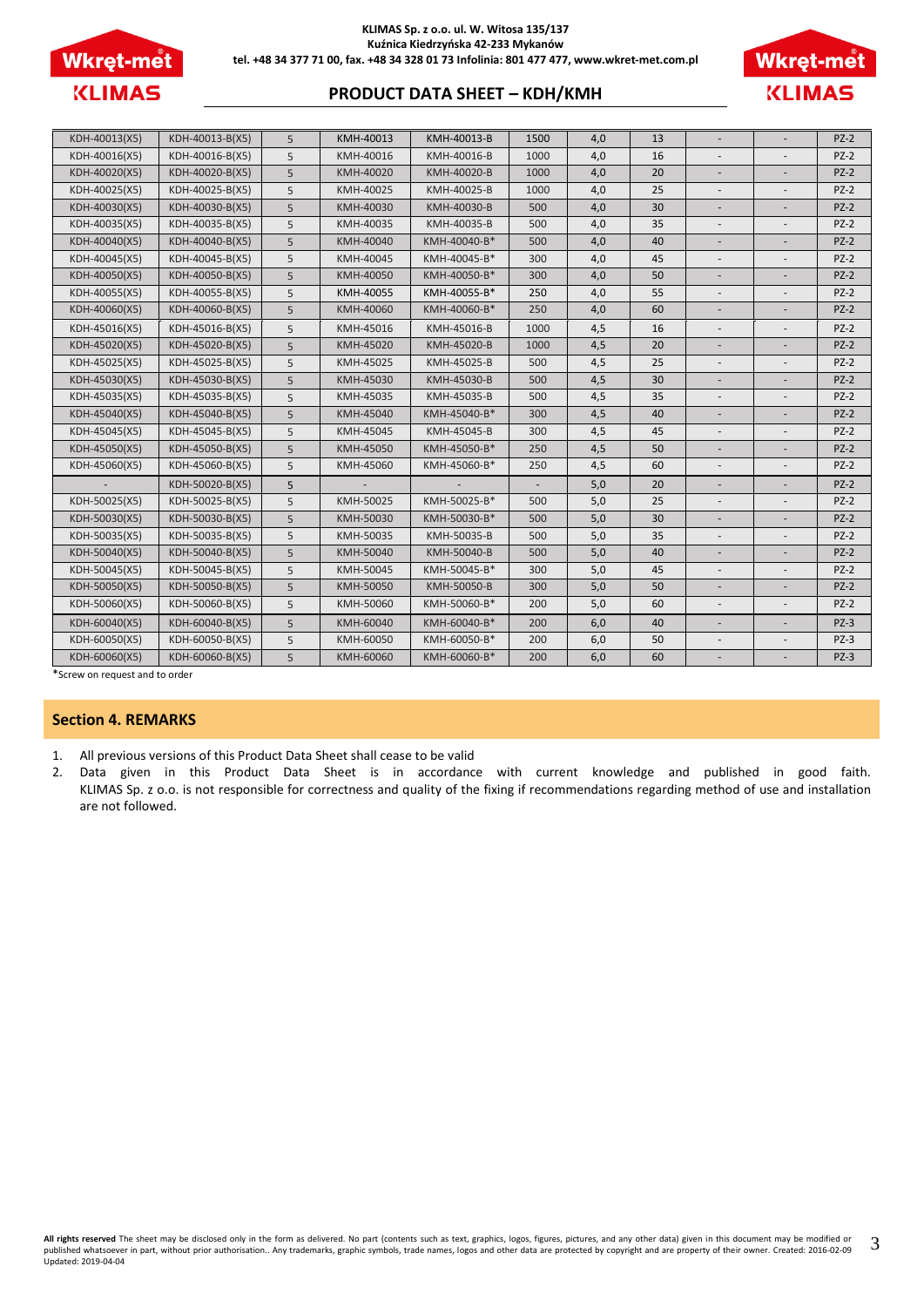| | | | | | | | | | | |
|---|---|---|---|---|---|---|---|---|---|---|
| KDH-40013(X5) | KDH-40013-B(X5) | 5 | KMH-40013 | KMH-40013-B | 1500 | 4,0 | 13 | - | - | PZ-2 |
| KDH-40016(X5) | KDH-40016-B(X5) | 5 | KMH-40016 | KMH-40016-B | 1000 | 4,0 | 16 | - | - | PZ-2 |
| KDH-40020(X5) | KDH-40020-B(X5) | 5 | KMH-40020 | KMH-40020-B | 1000 | 4,0 | 20 | - | - | PZ-2 |
| KDH-40025(X5) | KDH-40025-B(X5) | 5 | KMH-40025 | KMH-40025-B | 1000 | 4,0 | 25 | - | - | PZ-2 |
| KDH-40030(X5) | KDH-40030-B(X5) | 5 | KMH-40030 | KMH-40030-B | 500 | 4,0 | 30 | - | - | PZ-2 |
| KDH-40035(X5) | KDH-40035-B(X5) | 5 | KMH-40035 | KMH-40035-B | 500 | 4,0 | 35 | - | - | PZ-2 |
| KDH-40040(X5) | KDH-40040-B(X5) | 5 | KMH-40040 | KMH-40040-B* | 500 | 4,0 | 40 | - | - | PZ-2 |
| KDH-40045(X5) | KDH-40045-B(X5) | 5 | KMH-40045 | KMH-40045-B* | 300 | 4,0 | 45 | - | - | PZ-2 |
| KDH-40050(X5) | KDH-40050-B(X5) | 5 | KMH-40050 | KMH-40050-B* | 300 | 4,0 | 50 | - | - | PZ-2 |
| KDH-40055(X5) | KDH-40055-B(X5) | 5 | KMH-40055 | KMH-40055-B* | 250 | 4,0 | 55 | - | - | PZ-2 |
| KDH-40060(X5) | KDH-40060-B(X5) | 5 | KMH-40060 | KMH-40060-B* | 250 | 4,0 | 60 | - | - | PZ-2 |
| KDH-45016(X5) | KDH-45016-B(X5) | 5 | KMH-45016 | KMH-45016-B | 1000 | 4,5 | 16 | - | - | PZ-2 |
| KDH-45020(X5) | KDH-45020-B(X5) | 5 | KMH-45020 | KMH-45020-B | 1000 | 4,5 | 20 | - | - | PZ-2 |
| KDH-45025(X5) | KDH-45025-B(X5) | 5 | KMH-45025 | KMH-45025-B | 500 | 4,5 | 25 | - | - | PZ-2 |
| KDH-45030(X5) | KDH-45030-B(X5) | 5 | KMH-45030 | KMH-45030-B | 500 | 4,5 | 30 | - | - | PZ-2 |
| KDH-45035(X5) | KDH-45035-B(X5) | 5 | KMH-45035 | KMH-45035-B | 500 | 4,5 | 35 | - | - | PZ-2 |
| KDH-45040(X5) | KDH-45040-B(X5) | 5 | KMH-45040 | KMH-45040-B* | 300 | 4,5 | 40 | - | - | PZ-2 |
| KDH-45045(X5) | KDH-45045-B(X5) | 5 | KMH-45045 | KMH-45045-B | 300 | 4,5 | 45 | - | - | PZ-2 |
| KDH-45050(X5) | KDH-45050-B(X5) | 5 | KMH-45050 | KMH-45050-B* | 250 | 4,5 | 50 | - | - | PZ-2 |
| KDH-45060(X5) | KDH-45060-B(X5) | 5 | KMH-45060 | KMH-45060-B* | 250 | 4,5 | 60 | - | - | PZ-2 |
| - | KDH-50020-B(X5) | 5 | - | - | - | 5,0 | 20 | - | - | PZ-2 |
| KDH-50025(X5) | KDH-50025-B(X5) | 5 | KMH-50025 | KMH-50025-B* | 500 | 5,0 | 25 | - | - | PZ-2 |
| KDH-50030(X5) | KDH-50030-B(X5) | 5 | KMH-50030 | KMH-50030-B* | 500 | 5,0 | 30 | - | - | PZ-2 |
| KDH-50035(X5) | KDH-50035-B(X5) | 5 | KMH-50035 | KMH-50035-B | 500 | 5,0 | 35 | - | - | PZ-2 |
| KDH-50040(X5) | KDH-50040-B(X5) | 5 | KMH-50040 | KMH-50040-B | 500 | 5,0 | 40 | - | - | PZ-2 |
| KDH-50045(X5) | KDH-50045-B(X5) | 5 | KMH-50045 | KMH-50045-B* | 300 | 5,0 | 45 | - | - | PZ-2 |
| KDH-50050(X5) | KDH-50050-B(X5) | 5 | KMH-50050 | KMH-50050-B | 300 | 5,0 | 50 | - | - | PZ-2 |
| KDH-50060(X5) | KDH-50060-B(X5) | 5 | KMH-50060 | KMH-50060-B* | 200 | 5,0 | 60 | - | - | PZ-2 |
| KDH-60040(X5) | KDH-60040-B(X5) | 5 | KMH-60040 | KMH-60040-B* | 200 | 6,0 | 40 | - | - | PZ-3 |
| KDH-60050(X5) | KDH-60050-B(X5) | 5 | KMH-60050 | KMH-60050-B* | 200 | 6,0 | 50 | - | - | PZ-3 |
| KDH-60060(X5) | KDH-60060-B(X5) | 5 | KMH-60060 | KMH-60060-B* | 200 | 6,0 | 60 | - | - | PZ-3 |

*Screw on request and to order

## Section 4. REMARKS

1. All previous versions of this Product Data Sheet shall cease to be valid
2. Data given in this Product Data Sheet is in accordance with current knowledge and published in good faith. KLIMAS Sp. z o.o. is not responsible for correctness and quality of the fixing if recommendations regarding method of use and installation are not followed.

**All rights reserved** The sheet may be disclosed only in the form as delivered. No part (contents such as text, graphics, logos, figures, pictures, and any other data) given in this document may be modified or published whatsoever in part, without prior authorisation.. Any trademarks, graphic symbols, trade names, logos and other data are protected by copyright and are property of their owner. Created: 2016-02-09 Updated: 2019-04-04